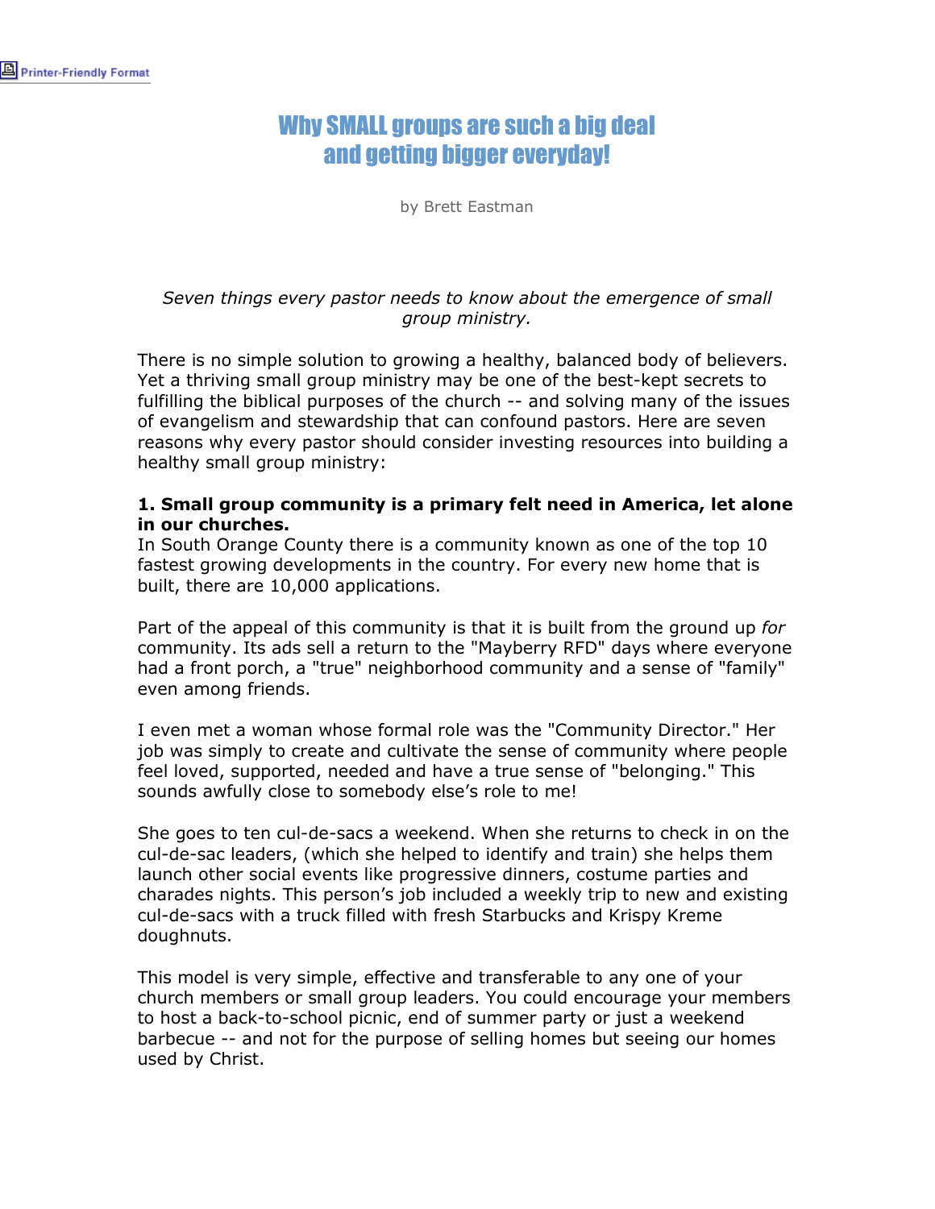# Why SMALL groups are such a big deal and getting bigger everyday!

by Brett Eastman

*Seven things every pastor needs to know about the emergence of small group ministry.*

There is no simple solution to growing a healthy, balanced body of believers. Yet a thriving small group ministry may be one of the best-kept secrets to fulfilling the biblical purposes of the church -- and solving many of the issues of evangelism and stewardship that can confound pastors. Here are seven reasons why every pastor should consider investing resources into building a healthy small group ministry:

**1. Small group community is a primary felt need in America, let alone in our churches.**
In South Orange County there is a community known as one of the top 10 fastest growing developments in the country. For every new home that is built, there are 10,000 applications.

Part of the appeal of this community is that it is built from the ground up *for* community. Its ads sell a return to the "Mayberry RFD" days where everyone had a front porch, a "true" neighborhood community and a sense of "family" even among friends.

I even met a woman whose formal role was the "Community Director." Her job was simply to create and cultivate the sense of community where people feel loved, supported, needed and have a true sense of "belonging." This sounds awfully close to somebody else's role to me!

She goes to ten cul-de-sacs a weekend. When she returns to check in on the cul-de-sac leaders, (which she helped to identify and train) she helps them launch other social events like progressive dinners, costume parties and charades nights. This person's job included a weekly trip to new and existing cul-de-sacs with a truck filled with fresh Starbucks and Krispy Kreme doughnuts.

This model is very simple, effective and transferable to any one of your church members or small group leaders. You could encourage your members to host a back-to-school picnic, end of summer party or just a weekend barbecue -- and not for the purpose of selling homes but seeing our homes used by Christ.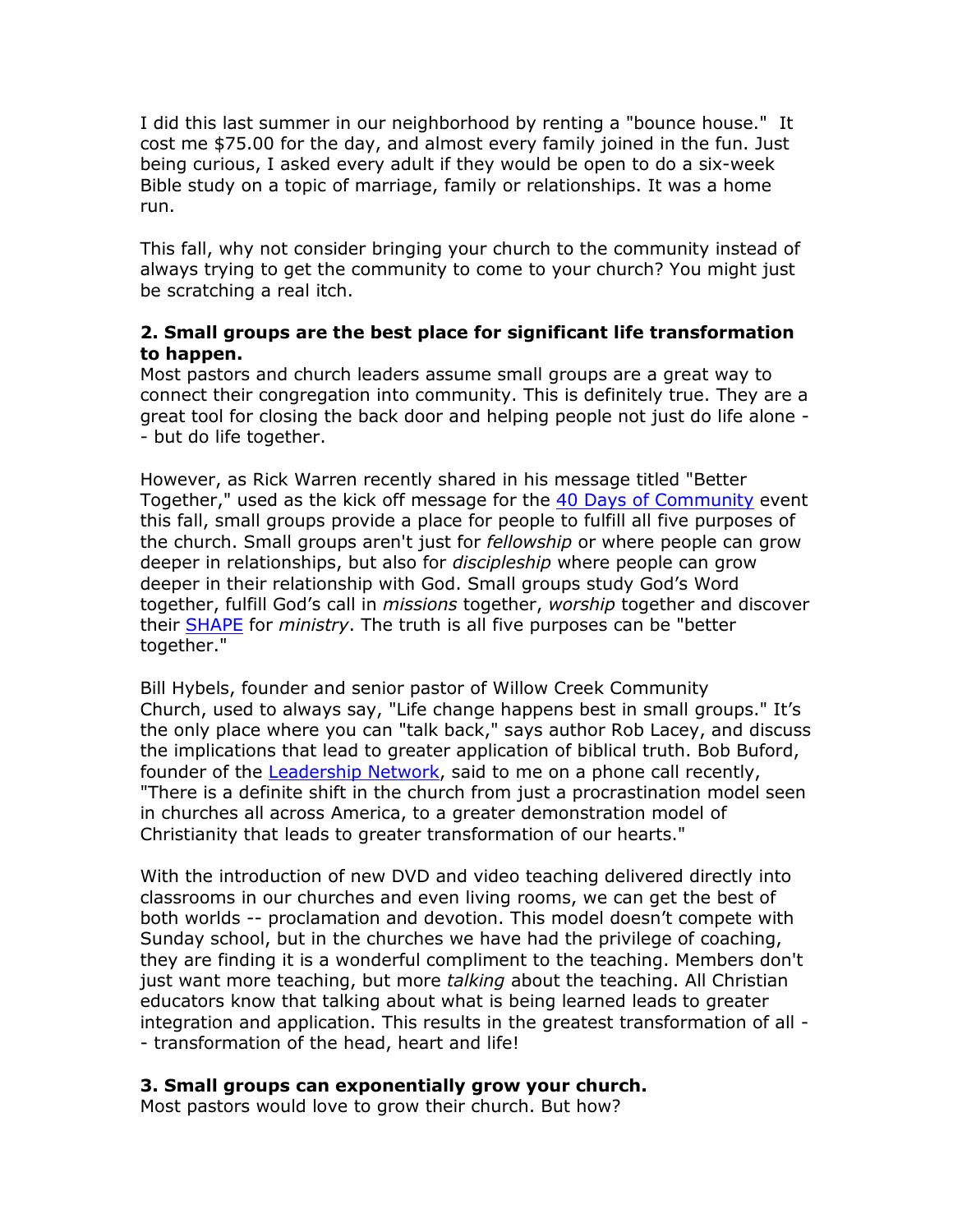I did this last summer in our neighborhood by renting a "bounce house." It cost me $75.00 for the day, and almost every family joined in the fun. Just being curious, I asked every adult if they would be open to do a six-week Bible study on a topic of marriage, family or relationships. It was a home run.

This fall, why not consider bringing your church to the community instead of always trying to get the community to come to your church? You might just be scratching a real itch.

**2. Small groups are the best place for significant life transformation to happen.**

Most pastors and church leaders assume small groups are a great way to connect their congregation into community. This is definitely true. They are a great tool for closing the back door and helping people not just do life alone -- but do life together.

However, as Rick Warren recently shared in his message titled "Better Together," used as the kick off message for the [40 Days of Community]() event this fall, small groups provide a place for people to fulfill all five purposes of the church. Small groups aren't just for *fellowship* or where people can grow deeper in relationships, but also for *discipleship* where people can grow deeper in their relationship with God. Small groups study God's Word together, fulfill God's call in *missions* together, *worship* together and discover their [SHAPE]() for *ministry*. The truth is all five purposes can be "better together."

Bill Hybels, founder and senior pastor of Willow Creek Community Church, used to always say, "Life change happens best in small groups." It's the only place where you can "talk back," says author Rob Lacey, and discuss the implications that lead to greater application of biblical truth. Bob Buford, founder of the [Leadership Network](), said to me on a phone call recently, "There is a definite shift in the church from just a procrastination model seen in churches all across America, to a greater demonstration model of Christianity that leads to greater transformation of our hearts."

With the introduction of new DVD and video teaching delivered directly into classrooms in our churches and even living rooms, we can get the best of both worlds -- proclamation and devotion. This model doesn't compete with Sunday school, but in the churches we have had the privilege of coaching, they are finding it is a wonderful compliment to the teaching. Members don't just want more teaching, but more *talking* about the teaching. All Christian educators know that talking about what is being learned leads to greater integration and application. This results in the greatest transformation of all -- transformation of the head, heart and life!

**3. Small groups can exponentially grow your church.**

Most pastors would love to grow their church. But how?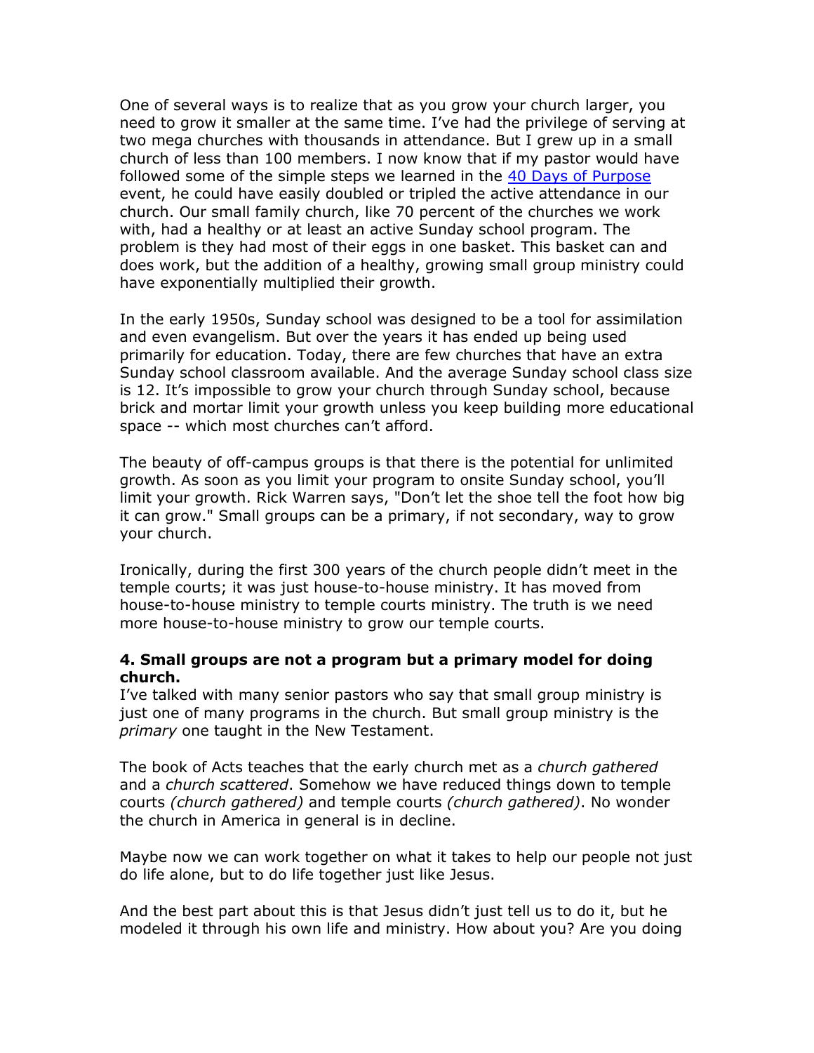One of several ways is to realize that as you grow your church larger, you need to grow it smaller at the same time. I've had the privilege of serving at two mega churches with thousands in attendance. But I grew up in a small church of less than 100 members. I now know that if my pastor would have followed some of the simple steps we learned in the [40 Days of Purpose](40 Days of Purpose) event, he could have easily doubled or tripled the active attendance in our church. Our small family church, like 70 percent of the churches we work with, had a healthy or at least an active Sunday school program. The problem is they had most of their eggs in one basket. This basket can and does work, but the addition of a healthy, growing small group ministry could have exponentially multiplied their growth.

In the early 1950s, Sunday school was designed to be a tool for assimilation and even evangelism. But over the years it has ended up being used primarily for education. Today, there are few churches that have an extra Sunday school classroom available. And the average Sunday school class size is 12. It's impossible to grow your church through Sunday school, because brick and mortar limit your growth unless you keep building more educational space -- which most churches can't afford.

The beauty of off-campus groups is that there is the potential for unlimited growth. As soon as you limit your program to onsite Sunday school, you'll limit your growth. Rick Warren says, "Don't let the shoe tell the foot how big it can grow." Small groups can be a primary, if not secondary, way to grow your church.

Ironically, during the first 300 years of the church people didn't meet in the temple courts; it was just house-to-house ministry. It has moved from house-to-house ministry to temple courts ministry. The truth is we need more house-to-house ministry to grow our temple courts.

**4. Small groups are not a program but a primary model for doing church.**

I've talked with many senior pastors who say that small group ministry is just one of many programs in the church. But small group ministry is the *primary* one taught in the New Testament.

The book of Acts teaches that the early church met as a *church gathered* and a *church scattered*. Somehow we have reduced things down to temple courts *(church gathered)* and temple courts *(church gathered)*. No wonder the church in America in general is in decline.

Maybe now we can work together on what it takes to help our people not just do life alone, but to do life together just like Jesus.

And the best part about this is that Jesus didn't just tell us to do it, but he modeled it through his own life and ministry. How about you? Are you doing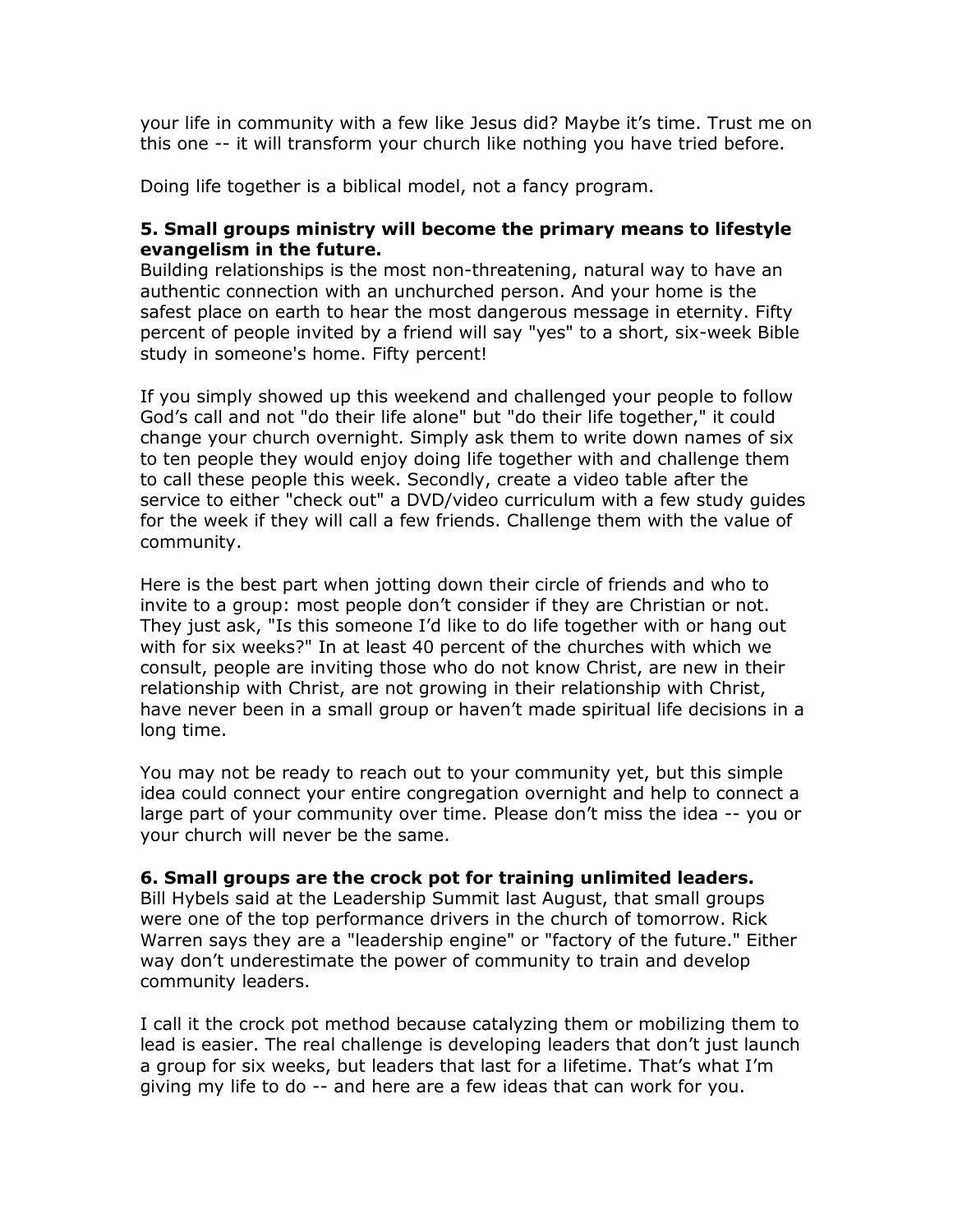your life in community with a few like Jesus did? Maybe it's time. Trust me on this one -- it will transform your church like nothing you have tried before.

Doing life together is a biblical model, not a fancy program.

**5. Small groups ministry will become the primary means to lifestyle evangelism in the future.**
Building relationships is the most non-threatening, natural way to have an authentic connection with an unchurched person. And your home is the safest place on earth to hear the most dangerous message in eternity. Fifty percent of people invited by a friend will say "yes" to a short, six-week Bible study in someone's home. Fifty percent!

If you simply showed up this weekend and challenged your people to follow God's call and not "do their life alone" but "do their life together," it could change your church overnight. Simply ask them to write down names of six to ten people they would enjoy doing life together with and challenge them to call these people this week. Secondly, create a video table after the service to either "check out" a DVD/video curriculum with a few study guides for the week if they will call a few friends. Challenge them with the value of community.

Here is the best part when jotting down their circle of friends and who to invite to a group: most people don't consider if they are Christian or not. They just ask, "Is this someone I'd like to do life together with or hang out with for six weeks?" In at least 40 percent of the churches with which we consult, people are inviting those who do not know Christ, are new in their relationship with Christ, are not growing in their relationship with Christ, have never been in a small group or haven't made spiritual life decisions in a long time.

You may not be ready to reach out to your community yet, but this simple idea could connect your entire congregation overnight and help to connect a large part of your community over time. Please don't miss the idea -- you or your church will never be the same.

**6. Small groups are the crock pot for training unlimited leaders.**
Bill Hybels said at the Leadership Summit last August, that small groups were one of the top performance drivers in the church of tomorrow. Rick Warren says they are a "leadership engine" or "factory of the future." Either way don't underestimate the power of community to train and develop community leaders.

I call it the crock pot method because catalyzing them or mobilizing them to lead is easier. The real challenge is developing leaders that don't just launch a group for six weeks, but leaders that last for a lifetime. That's what I'm giving my life to do -- and here are a few ideas that can work for you.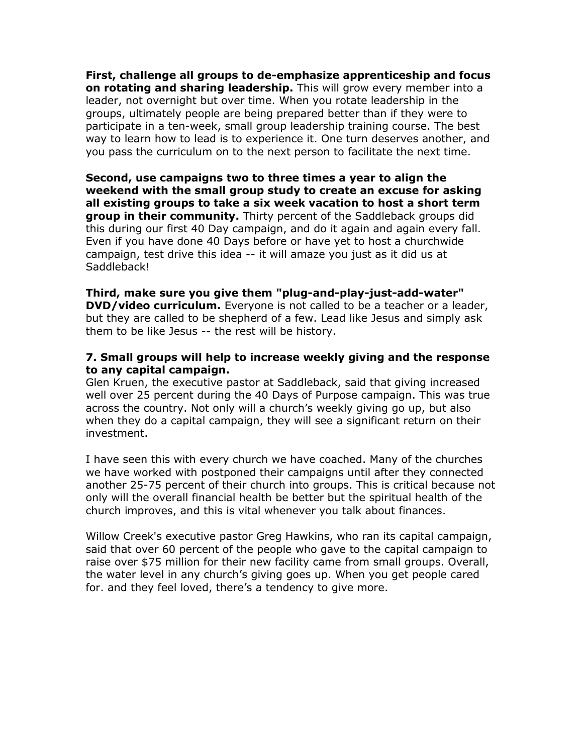**First, challenge all groups to de-emphasize apprenticeship and focus on rotating and sharing leadership.** This will grow every member into a leader, not overnight but over time. When you rotate leadership in the groups, ultimately people are being prepared better than if they were to participate in a ten-week, small group leadership training course. The best way to learn how to lead is to experience it. One turn deserves another, and you pass the curriculum on to the next person to facilitate the next time.

**Second, use campaigns two to three times a year to align the weekend with the small group study to create an excuse for asking all existing groups to take a six week vacation to host a short term group in their community.** Thirty percent of the Saddleback groups did this during our first 40 Day campaign, and do it again and again every fall. Even if you have done 40 Days before or have yet to host a churchwide campaign, test drive this idea -- it will amaze you just as it did us at Saddleback!

**Third, make sure you give them "plug-and-play-just-add-water" DVD/video curriculum.** Everyone is not called to be a teacher or a leader, but they are called to be shepherd of a few. Lead like Jesus and simply ask them to be like Jesus -- the rest will be history.

**7. Small groups will help to increase weekly giving and the response to any capital campaign.**

Glen Kruen, the executive pastor at Saddleback, said that giving increased well over 25 percent during the 40 Days of Purpose campaign. This was true across the country. Not only will a church's weekly giving go up, but also when they do a capital campaign, they will see a significant return on their investment.

I have seen this with every church we have coached. Many of the churches we have worked with postponed their campaigns until after they connected another 25-75 percent of their church into groups. This is critical because not only will the overall financial health be better but the spiritual health of the church improves, and this is vital whenever you talk about finances.

Willow Creek's executive pastor Greg Hawkins, who ran its capital campaign, said that over 60 percent of the people who gave to the capital campaign to raise over $75 million for their new facility came from small groups. Overall, the water level in any church's giving goes up. When you get people cared for. and they feel loved, there's a tendency to give more.